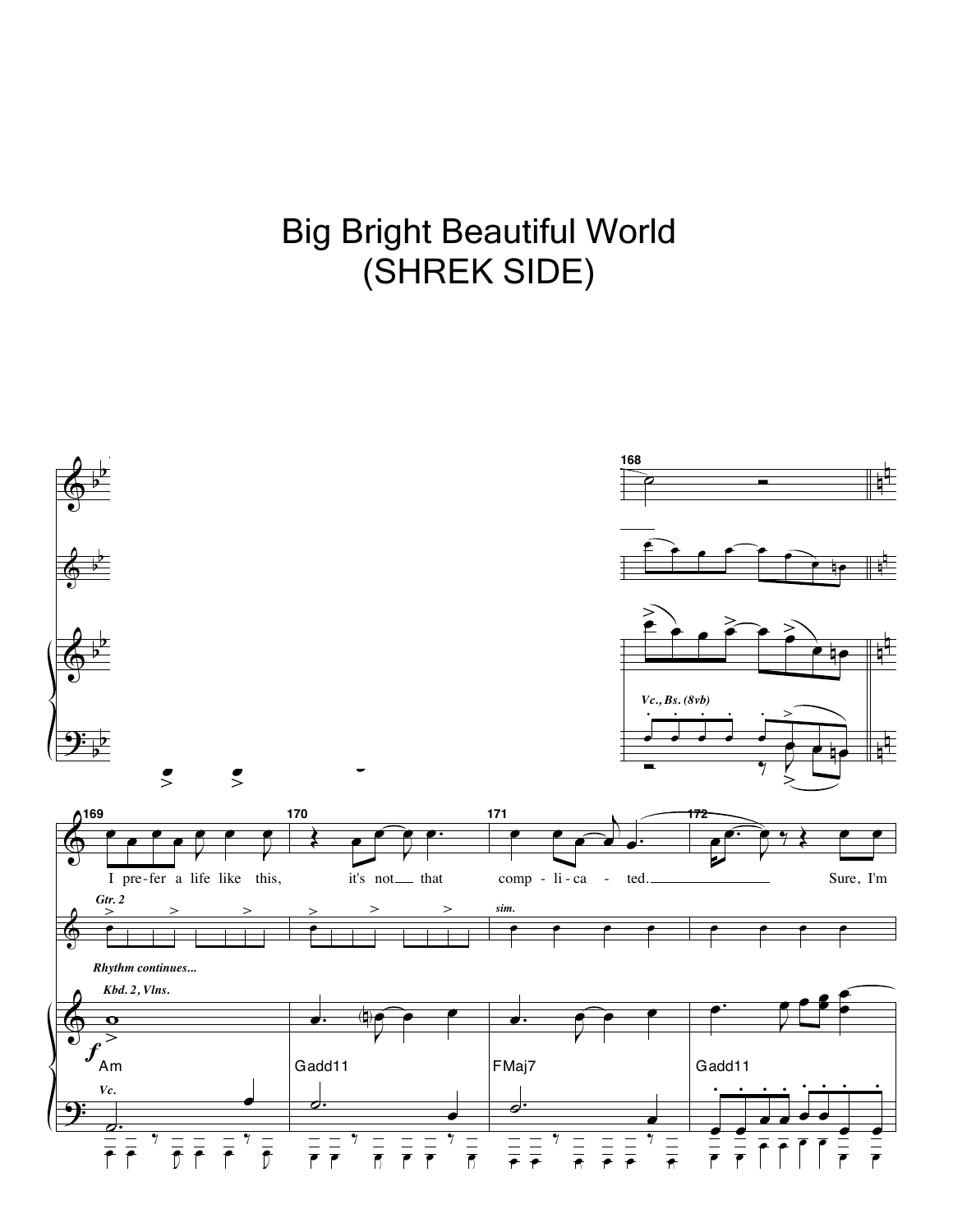# Big Bright Beautiful World
# (SHREK SIDE)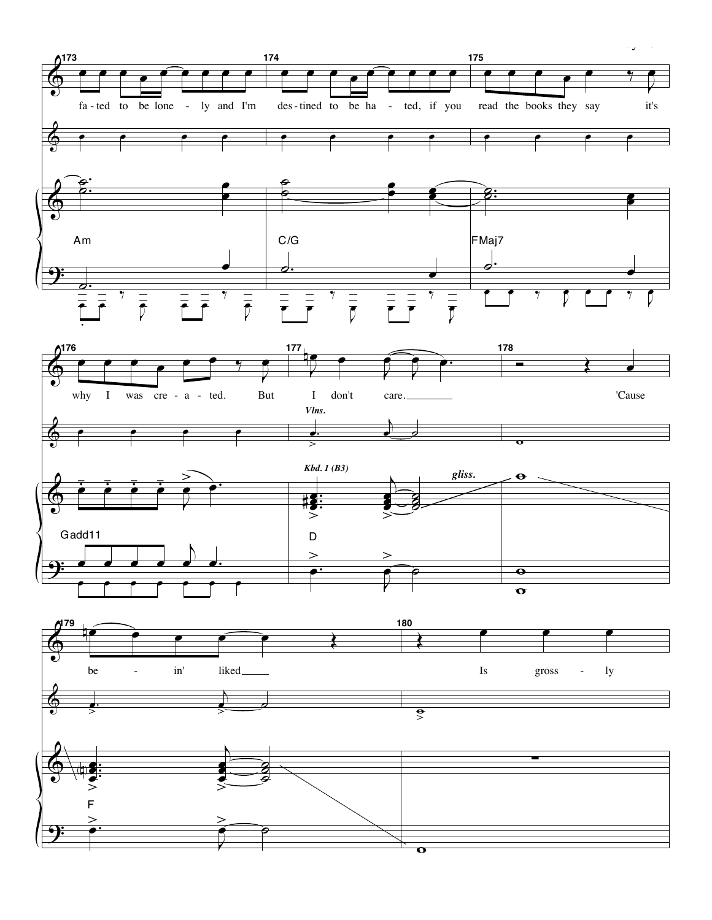173

fa-ted to be lone - ly and I'm

174

des-tined to be ha - ted, if you

175

read the books they say it's

Am

C/G

FMaj7

176

why I was cre - a - ted. But

177

I don't care.

178

'Cause

*Vlns.*

*Kbd. 1 (B3)*

*gliss.*

Gadd11

D

179

be - in' liked

180

Is gross - ly

F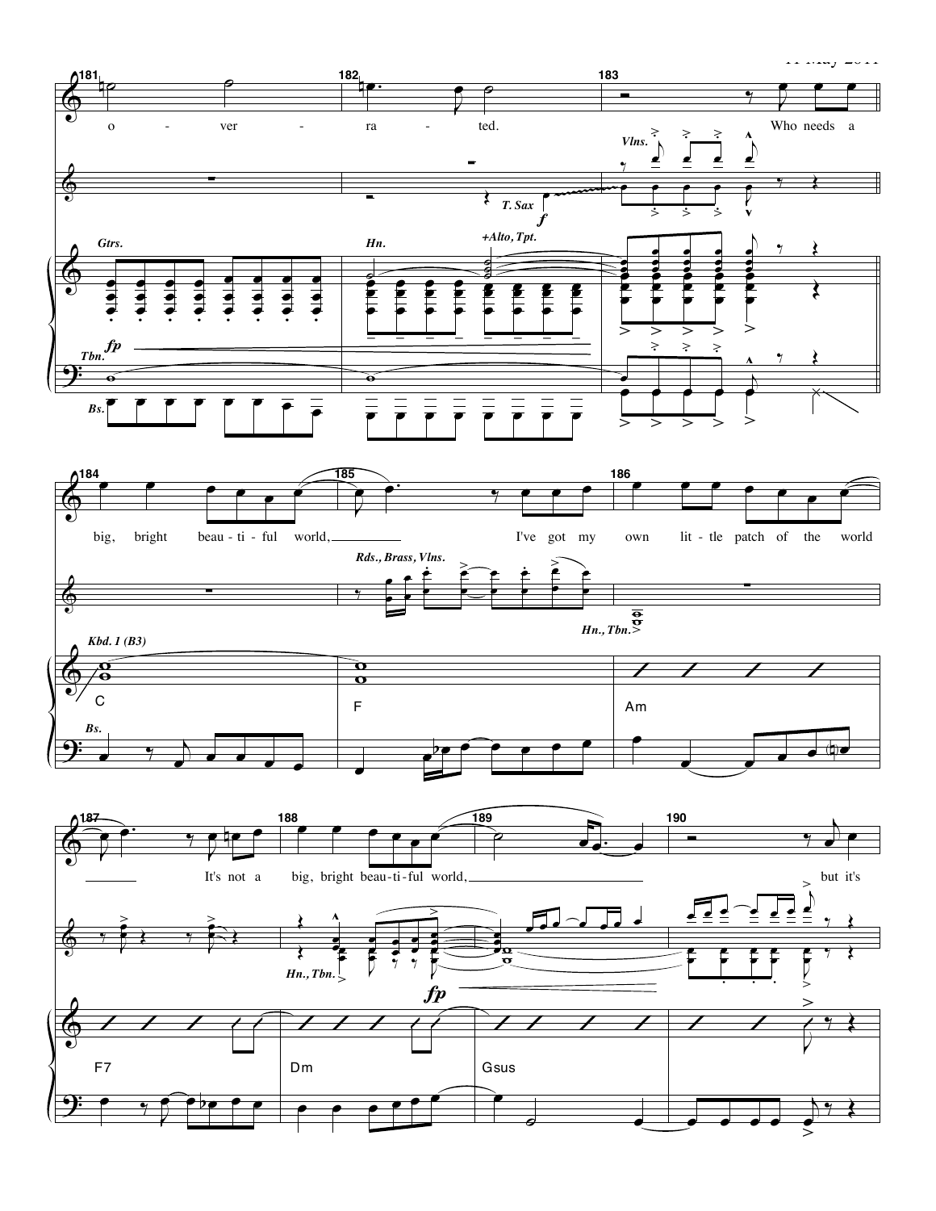181 o - ver - 182 ra - ted. 183 Who needs a

184 big, bright beau - ti - ful 185 world, I've got my 186 own lit - tle patch of the world

187 It's not a 188 big, bright beau - ti - ful 189 world, 190 but it's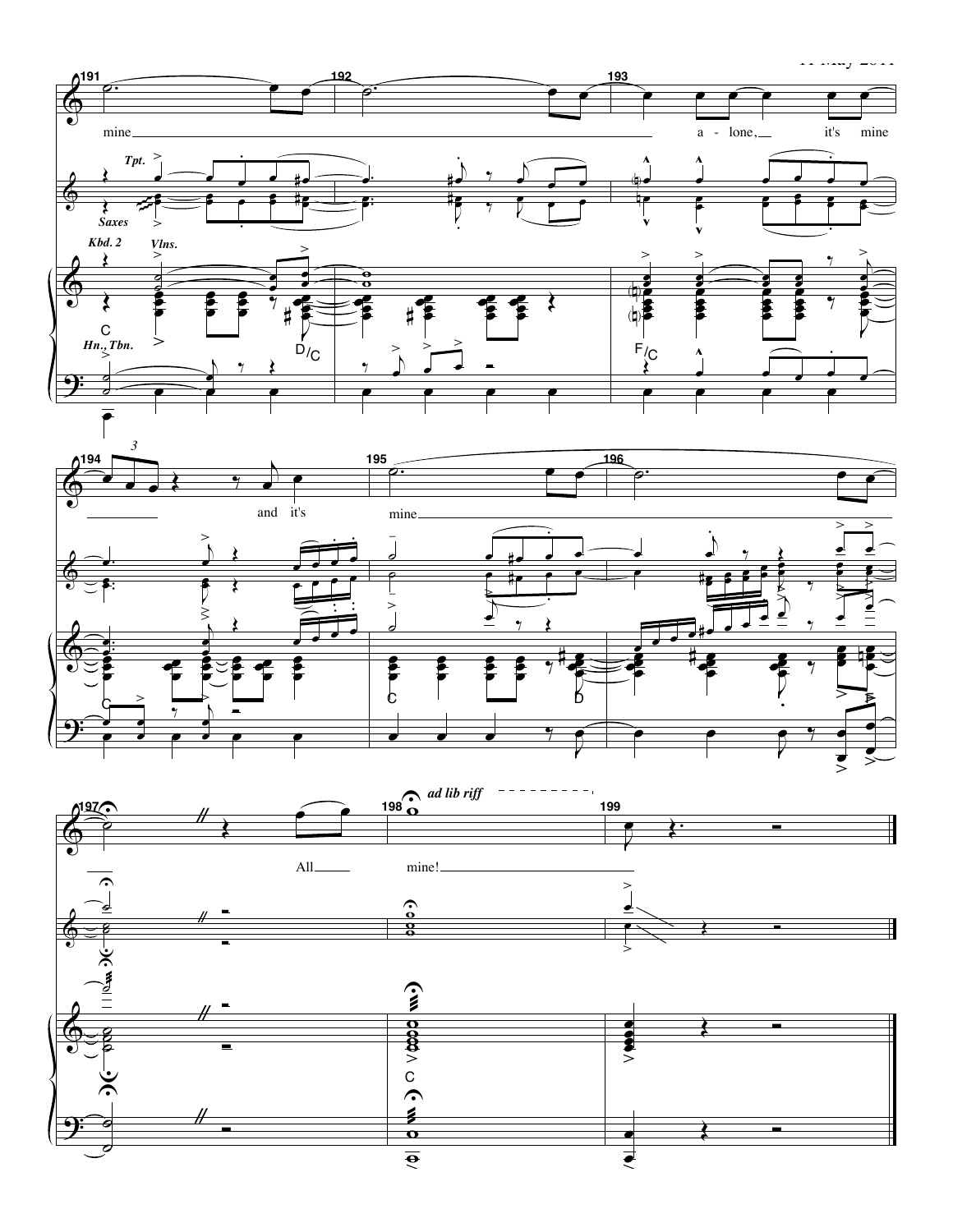191 192 193

mine ___ a - lone, ___ it's mine

*Tpt.*

*Saxes*

*Kbd. 2* *Vlns.*

C D/C F/C

*Hn., Tbn.*

194 195 196

___ and it's mine ___

C C D

197 198 199

*ad lib riff*

___ All ___ mine! ___

C